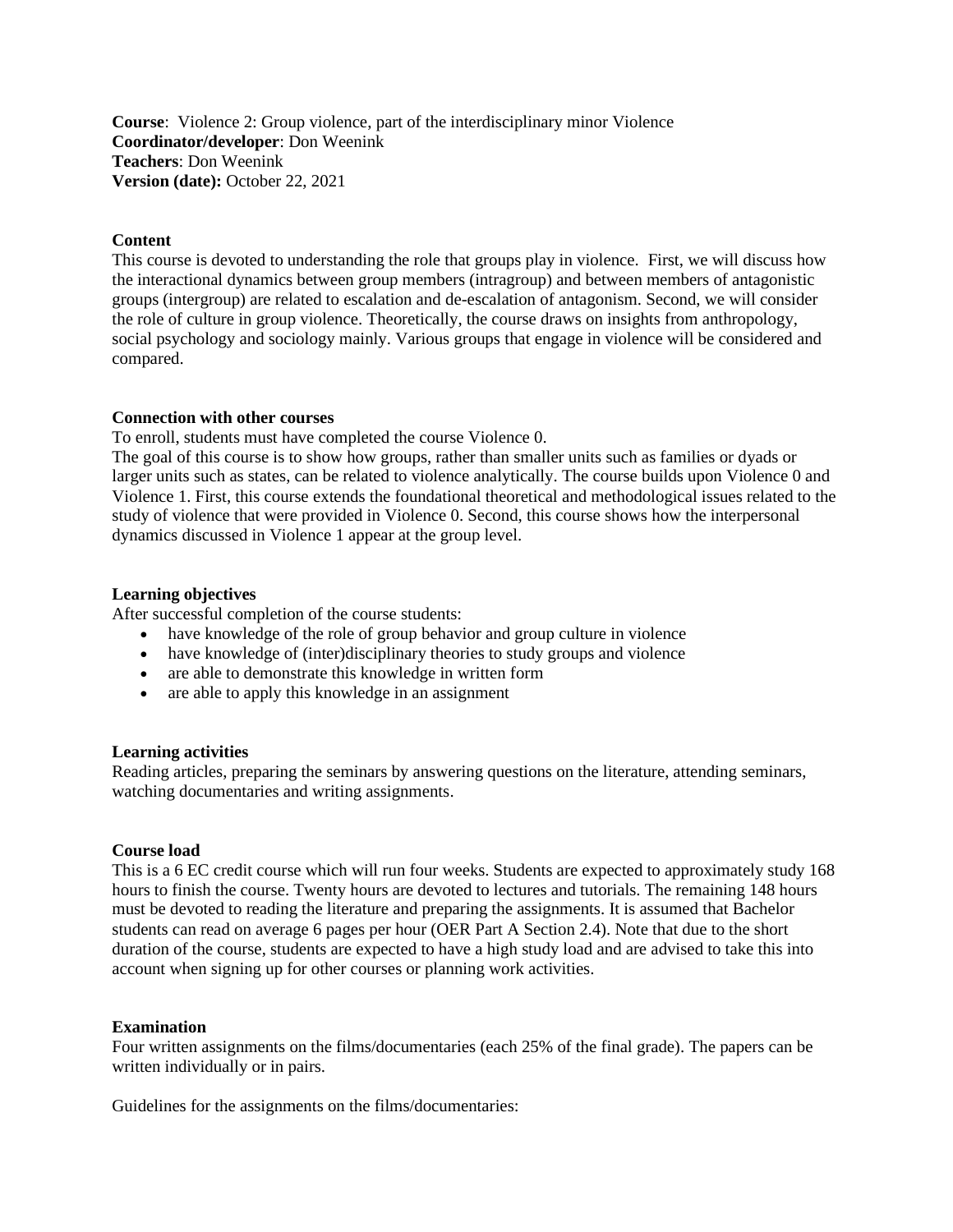**Course**: Violence 2: Group violence, part of the interdisciplinary minor Violence
**Coordinator/developer**: Don Weenink
**Teachers**: Don Weenink
**Version (date):** October 22, 2021

## Content

This course is devoted to understanding the role that groups play in violence. First, we will discuss how the interactional dynamics between group members (intragroup) and between members of antagonistic groups (intergroup) are related to escalation and de-escalation of antagonism. Second, we will consider the role of culture in group violence. Theoretically, the course draws on insights from anthropology, social psychology and sociology mainly. Various groups that engage in violence will be considered and compared.

## Connection with other courses

To enroll, students must have completed the course Violence 0.
The goal of this course is to show how groups, rather than smaller units such as families or dyads or larger units such as states, can be related to violence analytically. The course builds upon Violence 0 and Violence 1. First, this course extends the foundational theoretical and methodological issues related to the study of violence that were provided in Violence 0. Second, this course shows how the interpersonal dynamics discussed in Violence 1 appear at the group level.

## Learning objectives

After successful completion of the course students:

- have knowledge of the role of group behavior and group culture in violence
- have knowledge of (inter)disciplinary theories to study groups and violence
- are able to demonstrate this knowledge in written form
- are able to apply this knowledge in an assignment

## Learning activities

Reading articles, preparing the seminars by answering questions on the literature, attending seminars, watching documentaries and writing assignments.

## Course load

This is a 6 EC credit course which will run four weeks. Students are expected to approximately study 168 hours to finish the course. Twenty hours are devoted to lectures and tutorials. The remaining 148 hours must be devoted to reading the literature and preparing the assignments. It is assumed that Bachelor students can read on average 6 pages per hour (OER Part A Section 2.4). Note that due to the short duration of the course, students are expected to have a high study load and are advised to take this into account when signing up for other courses or planning work activities.

## Examination

Four written assignments on the films/documentaries (each 25% of the final grade). The papers can be written individually or in pairs.

Guidelines for the assignments on the films/documentaries: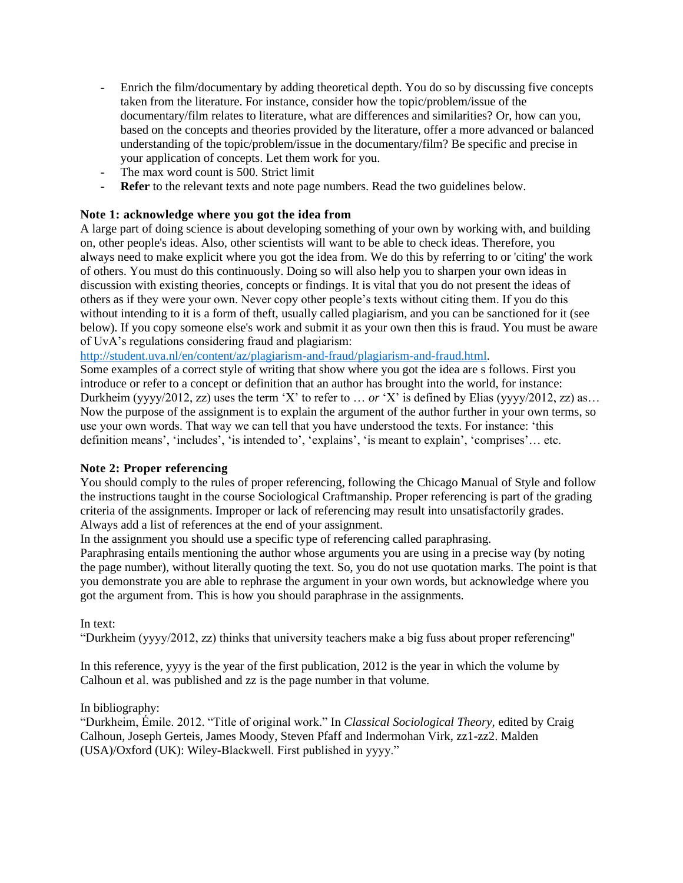- Enrich the film/documentary by adding theoretical depth. You do so by discussing five concepts taken from the literature. For instance, consider how the topic/problem/issue of the documentary/film relates to literature, what are differences and similarities? Or, how can you, based on the concepts and theories provided by the literature, offer a more advanced or balanced understanding of the topic/problem/issue in the documentary/film? Be specific and precise in your application of concepts. Let them work for you.
- The max word count is 500. Strict limit
- **Refer** to the relevant texts and note page numbers. Read the two guidelines below.

### Note 1: acknowledge where you got the idea from

A large part of doing science is about developing something of your own by working with, and building on, other people's ideas. Also, other scientists will want to be able to check ideas. Therefore, you always need to make explicit where you got the idea from. We do this by referring to or 'citing' the work of others. You must do this continuously. Doing so will also help you to sharpen your own ideas in discussion with existing theories, concepts or findings. It is vital that you do not present the ideas of others as if they were your own. Never copy other people's texts without citing them. If you do this without intending to it is a form of theft, usually called plagiarism, and you can be sanctioned for it (see below). If you copy someone else's work and submit it as your own then this is fraud. You must be aware of UvA's regulations considering fraud and plagiarism: [http://student.uva.nl/en/content/az/plagiarism-and-fraud/plagiarism-and-fraud.html](http://student.uva.nl/en/content/az/plagiarism-and-fraud/plagiarism-and-fraud.html).

Some examples of a correct style of writing that show where you got the idea are s follows. First you introduce or refer to a concept or definition that an author has brought into the world, for instance: Durkheim (yyyy/2012, zz) uses the term 'X' to refer to … *or* 'X' is defined by Elias (yyyy/2012, zz) as… Now the purpose of the assignment is to explain the argument of the author further in your own terms, so use your own words. That way we can tell that you have understood the texts. For instance: 'this definition means', 'includes', 'is intended to', 'explains', 'is meant to explain', 'comprises'… etc.

### Note 2: Proper referencing

You should comply to the rules of proper referencing, following the Chicago Manual of Style and follow the instructions taught in the course Sociological Craftmanship. Proper referencing is part of the grading criteria of the assignments. Improper or lack of referencing may result into unsatisfactorily grades. Always add a list of references at the end of your assignment.

In the assignment you should use a specific type of referencing called paraphrasing.

Paraphrasing entails mentioning the author whose arguments you are using in a precise way (by noting the page number), without literally quoting the text. So, you do not use quotation marks. The point is that you demonstrate you are able to rephrase the argument in your own words, but acknowledge where you got the argument from. This is how you should paraphrase in the assignments.

In text:

"Durkheim (yyyy/2012, zz) thinks that university teachers make a big fuss about proper referencing"

In this reference, yyyy is the year of the first publication, 2012 is the year in which the volume by Calhoun et al. was published and zz is the page number in that volume.

In bibliography:

"Durkheim, Émile. 2012. "Title of original work." In *Classical Sociological Theory*, edited by Craig Calhoun, Joseph Gerteis, James Moody, Steven Pfaff and Indermohan Virk, zz1-zz2. Malden (USA)/Oxford (UK): Wiley-Blackwell. First published in yyyy."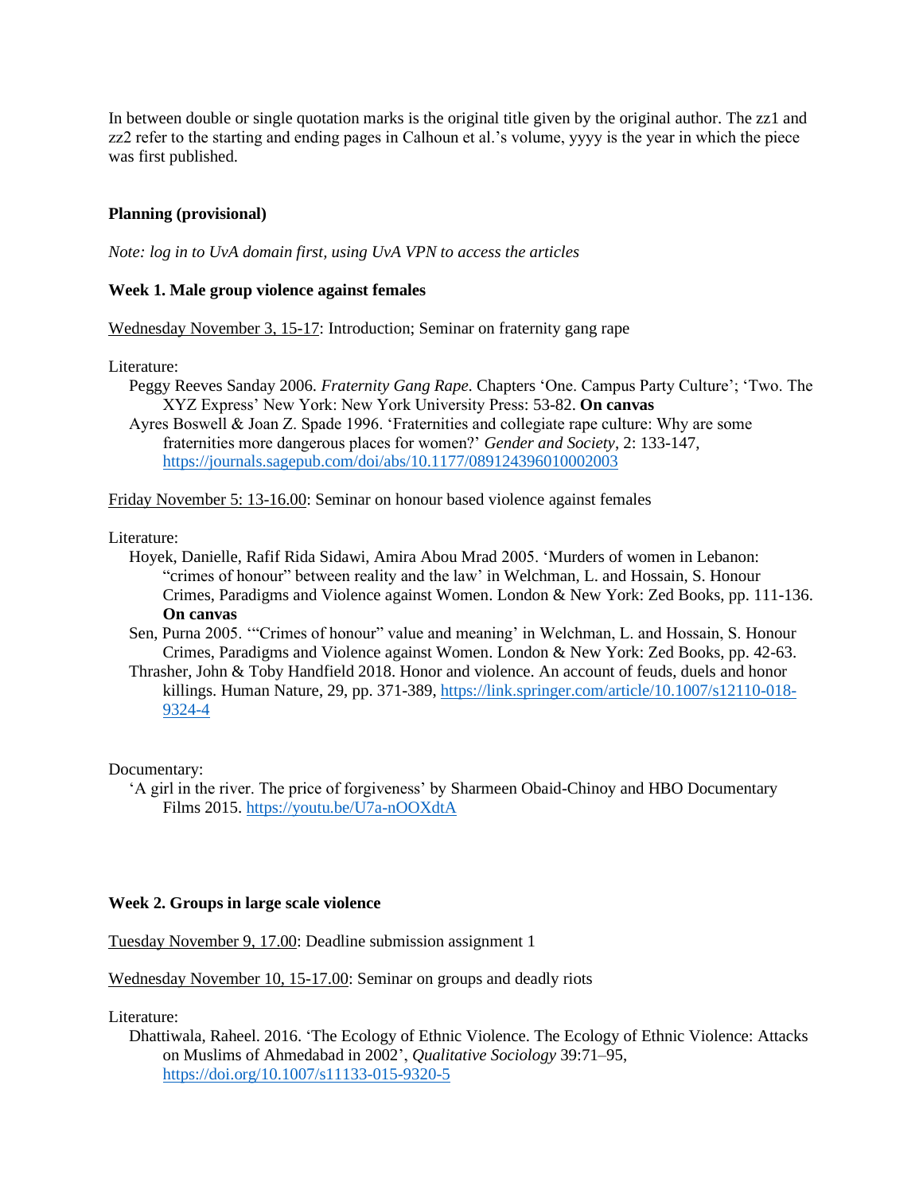In between double or single quotation marks is the original title given by the original author. The zz1 and zz2 refer to the starting and ending pages in Calhoun et al.'s volume, yyyy is the year in which the piece was first published.

**Planning (provisional)**

*Note: log in to UvA domain first, using UvA VPN to access the articles*

**Week 1. Male group violence against females**

Wednesday November 3, 15-17: Introduction; Seminar on fraternity gang rape

Literature:

- Peggy Reeves Sanday 2006. *Fraternity Gang Rape*. Chapters 'One. Campus Party Culture'; 'Two. The XYZ Express' New York: New York University Press: 53-82. **On canvas**
- Ayres Boswell & Joan Z. Spade 1996. 'Fraternities and collegiate rape culture: Why are some fraternities more dangerous places for women?' *Gender and Society*, 2: 133-147, https://journals.sagepub.com/doi/abs/10.1177/089124396010002003

Friday November 5: 13-16.00: Seminar on honour based violence against females

Literature:

- Hoyek, Danielle, Rafif Rida Sidawi, Amira Abou Mrad 2005. 'Murders of women in Lebanon: "crimes of honour" between reality and the law' in Welchman, L. and Hossain, S. Honour Crimes, Paradigms and Violence against Women. London & New York: Zed Books, pp. 111-136. **On canvas**
- Sen, Purna 2005. '"Crimes of honour" value and meaning' in Welchman, L. and Hossain, S. Honour Crimes, Paradigms and Violence against Women. London & New York: Zed Books, pp. 42-63.
- Thrasher, John & Toby Handfield 2018. Honor and violence. An account of feuds, duels and honor killings. Human Nature, 29, pp. 371-389, https://link.springer.com/article/10.1007/s12110-018-9324-4

Documentary:

- 'A girl in the river. The price of forgiveness' by Sharmeen Obaid-Chinoy and HBO Documentary Films 2015. https://youtu.be/U7a-nOOXdtA

**Week 2. Groups in large scale violence**

Tuesday November 9, 17.00: Deadline submission assignment 1

Wednesday November 10, 15-17.00: Seminar on groups and deadly riots

Literature:

- Dhattiwala, Raheel. 2016. 'The Ecology of Ethnic Violence. The Ecology of Ethnic Violence: Attacks on Muslims of Ahmedabad in 2002', *Qualitative Sociology* 39:71–95, https://doi.org/10.1007/s11133-015-9320-5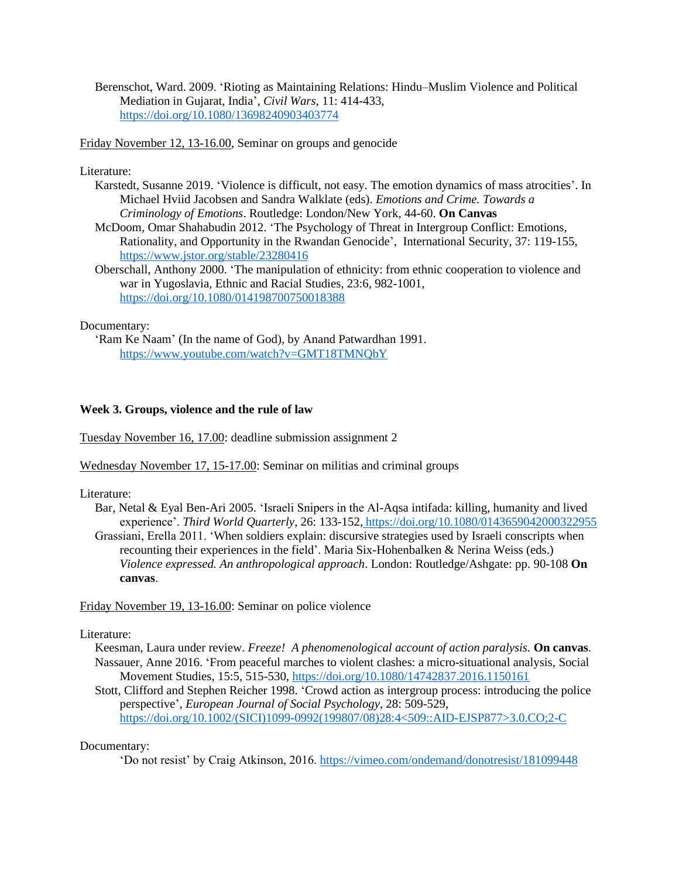Berenschot, Ward. 2009. 'Rioting as Maintaining Relations: Hindu–Muslim Violence and Political Mediation in Gujarat, India', *Civil Wars*, 11: 414-433, https://doi.org/10.1080/13698240903403774

Friday November 12, 13-16.00, Seminar on groups and genocide

Literature:

Karstedt, Susanne 2019. 'Violence is difficult, not easy. The emotion dynamics of mass atrocities'. In Michael Hviid Jacobsen and Sandra Walklate (eds). *Emotions and Crime. Towards a Criminology of Emotions*. Routledge: London/New York, 44-60. **On Canvas**

McDoom, Omar Shahabudin 2012. 'The Psychology of Threat in Intergroup Conflict: Emotions, Rationality, and Opportunity in the Rwandan Genocide', International Security, 37: 119-155, https://www.jstor.org/stable/23280416

Oberschall, Anthony 2000. 'The manipulation of ethnicity: from ethnic cooperation to violence and war in Yugoslavia, Ethnic and Racial Studies, 23:6, 982-1001, https://doi.org/10.1080/014198700750018388

Documentary:

'Ram Ke Naam' (In the name of God), by Anand Patwardhan 1991. https://www.youtube.com/watch?v=GMT18TMNQbY

**Week 3. Groups, violence and the rule of law**

Tuesday November 16, 17.00: deadline submission assignment 2

Wednesday November 17, 15-17.00: Seminar on militias and criminal groups

Literature:

Bar, Netal & Eyal Ben-Ari 2005. 'Israeli Snipers in the Al-Aqsa intifada: killing, humanity and lived experience'. *Third World Quarterly*, 26: 133-152, https://doi.org/10.1080/0143659042000322955

Grassiani, Erella 2011. 'When soldiers explain: discursive strategies used by Israeli conscripts when recounting their experiences in the field'. Maria Six-Hohenbalken & Nerina Weiss (eds.) *Violence expressed. An anthropological approach*. London: Routledge/Ashgate: pp. 90-108 **On canvas**.

Friday November 19, 13-16.00: Seminar on police violence

Literature:

Keesman, Laura under review. *Freeze! A phenomenological account of action paralysis*. **On canvas**.

Nassauer, Anne 2016. 'From peaceful marches to violent clashes: a micro-situational analysis, Social Movement Studies, 15:5, 515-530, https://doi.org/10.1080/14742837.2016.1150161

Stott, Clifford and Stephen Reicher 1998. 'Crowd action as intergroup process: introducing the police perspective', *European Journal of Social Psychology*, 28: 509-529, https://doi.org/10.1002/(SICI)1099-0992(199807/08)28:4<509::AID-EJSP877>3.0.CO;2-C

Documentary:

'Do not resist' by Craig Atkinson, 2016. https://vimeo.com/ondemand/donotresist/181099448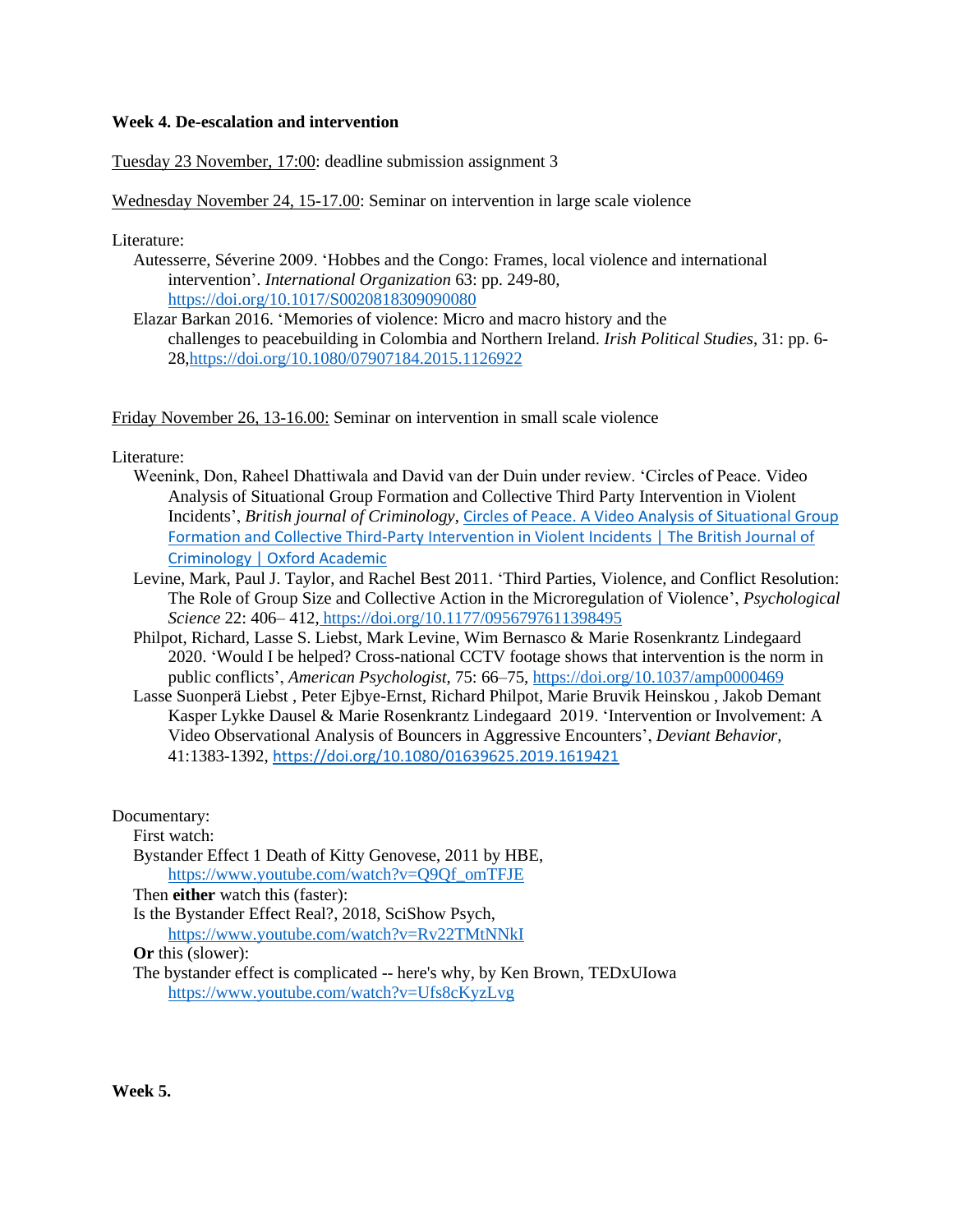**Week 4. De-escalation and intervention**

Tuesday 23 November, 17:00: deadline submission assignment 3

Wednesday November 24, 15-17.00: Seminar on intervention in large scale violence

Literature:

Autesserre, Séverine 2009. 'Hobbes and the Congo: Frames, local violence and international intervention'. *International Organization* 63: pp. 249-80, https://doi.org/10.1017/S0020818309090080

Elazar Barkan 2016. 'Memories of violence: Micro and macro history and the challenges to peacebuilding in Colombia and Northern Ireland. *Irish Political Studies*, 31: pp. 6-28,https://doi.org/10.1080/07907184.2015.1126922

Friday November 26, 13-16.00: Seminar on intervention in small scale violence

Literature:

Weenink, Don, Raheel Dhattiwala and David van der Duin under review. 'Circles of Peace. Video Analysis of Situational Group Formation and Collective Third Party Intervention in Violent Incidents', *British journal of Criminology*, Circles of Peace. A Video Analysis of Situational Group Formation and Collective Third-Party Intervention in Violent Incidents | The British Journal of Criminology | Oxford Academic

Levine, Mark, Paul J. Taylor, and Rachel Best 2011. 'Third Parties, Violence, and Conflict Resolution: The Role of Group Size and Collective Action in the Microregulation of Violence', *Psychological Science* 22: 406– 412, https://doi.org/10.1177/0956797611398495

Philpot, Richard, Lasse S. Liebst, Mark Levine, Wim Bernasco & Marie Rosenkrantz Lindegaard 2020. 'Would I be helped? Cross-national CCTV footage shows that intervention is the norm in public conflicts', *American Psychologist*, 75: 66–75, https://doi.org/10.1037/amp0000469

Lasse Suonperä Liebst , Peter Ejbye-Ernst, Richard Philpot, Marie Bruvik Heinskou , Jakob Demant Kasper Lykke Dausel & Marie Rosenkrantz Lindegaard 2019. 'Intervention or Involvement: A Video Observational Analysis of Bouncers in Aggressive Encounters', *Deviant Behavior,* 41:1383-1392, https://doi.org/10.1080/01639625.2019.1619421

Documentary:

First watch:

Bystander Effect 1 Death of Kitty Genovese, 2011 by HBE, https://www.youtube.com/watch?v=Q9Qf_omTFJE

Then **either** watch this (faster):

Is the Bystander Effect Real?, 2018, SciShow Psych, https://www.youtube.com/watch?v=Rv22TMtNNkI

**Or** this (slower):

The bystander effect is complicated -- here's why, by Ken Brown, TEDxUIowa https://www.youtube.com/watch?v=Ufs8cKyzLvg

**Week 5.**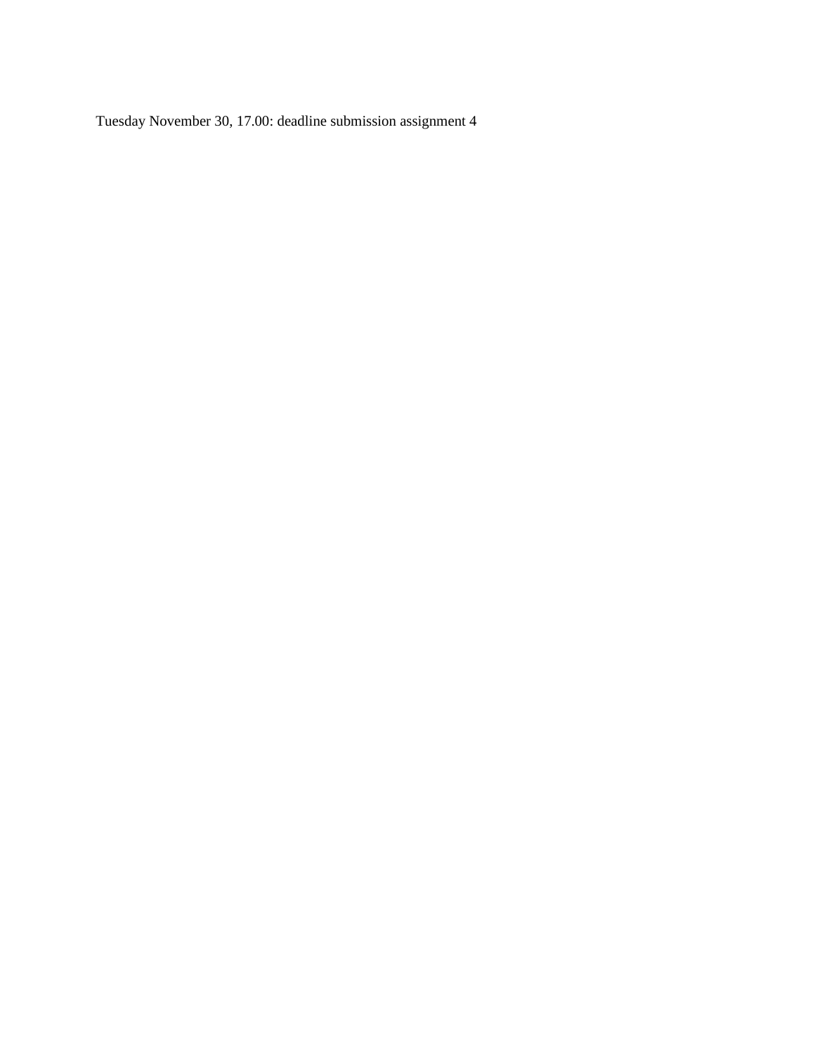Tuesday November 30, 17.00: deadline submission assignment 4